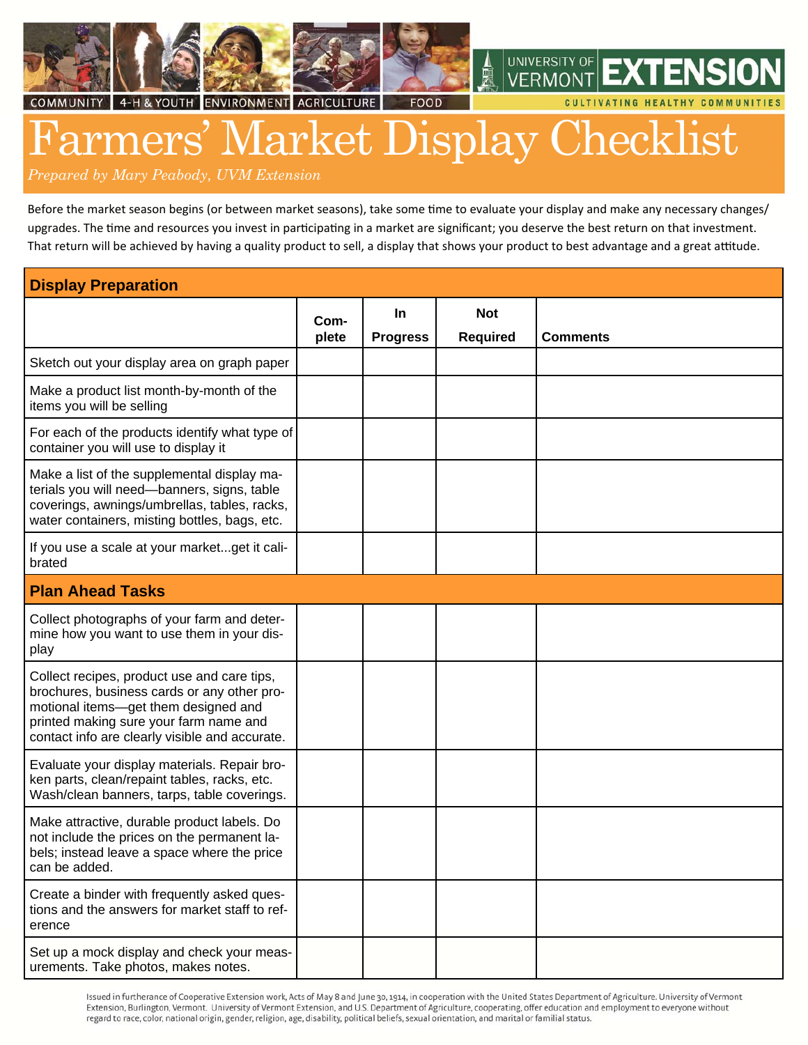COMMUNITY | 4-H & YOUTH | ENVIRONMENT | AGRICULTURE | FOOD

UNIVERSITY OF VERMONT EXTENSION

CULTIVATING HEALTHY COMMUNITIES

# Farmers' Market Display Checklist

*Prepared by Mary Peabody, UVM Extension*

Before the market season begins (or between market seasons), take some time to evaluate your display and make any necessary changes/upgrades. The time and resources you invest in participating in a market are significant; you deserve the best return on that investment. That return will be achieved by having a quality product to sell, a display that shows your product to best advantage and a great attitude.

| **Display Preparation** | | | | |
|---|---|---|---|---|
| | **Complete** | **In Progress** | **Not Required** | **Comments** |
| Sketch out your display area on graph paper | | | | |
| Make a product list month-by-month of the items you will be selling | | | | |
| For each of the products identify what type of container you will use to display it | | | | |
| Make a list of the supplemental display materials you will need—banners, signs, table coverings, awnings/umbrellas, tables, racks, water containers, misting bottles, bags, etc. | | | | |
| If you use a scale at your market...get it calibrated | | | | |
| **Plan Ahead Tasks** | | | | |
| Collect photographs of your farm and determine how you want to use them in your display | | | | |
| Collect recipes, product use and care tips, brochures, business cards or any other promotional items—get them designed and printed making sure your farm name and contact info are clearly visible and accurate. | | | | |
| Evaluate your display materials. Repair broken parts, clean/repaint tables, racks, etc. Wash/clean banners, tarps, table coverings. | | | | |
| Make attractive, durable product labels. Do not include the prices on the permanent labels; instead leave a space where the price can be added. | | | | |
| Create a binder with frequently asked questions and the answers for market staff to reference | | | | |
| Set up a mock display and check your measurements. Take photos, makes notes. | | | | |

Issued in furtherance of Cooperative Extension work, Acts of May 8 and June 30, 1914, in cooperation with the United States Department of Agriculture. University of Vermont Extension, Burlington, Vermont. University of Vermont Extension, and U.S. Department of Agriculture, cooperating, offer education and employment to everyone without regard to race, color, national origin, gender, religion, age, disability, political beliefs, sexual orientation, and marital or familial status.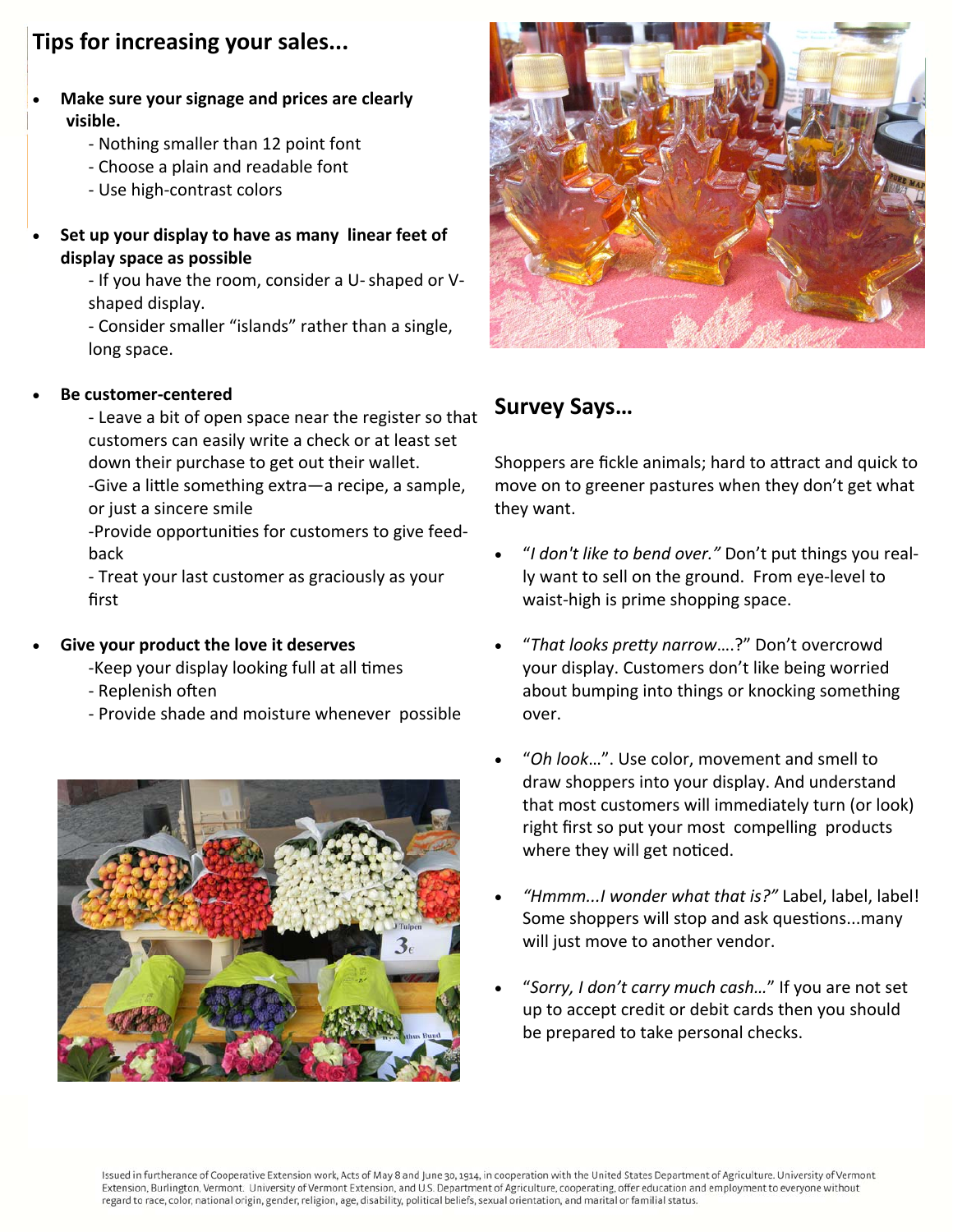## Tips for increasing your sales...

- **Make sure your signage and prices are clearly visible.**
  - Nothing smaller than 12 point font
  - Choose a plain and readable font
  - Use high-contrast colors

- **Set up your display to have as many linear feet of display space as possible**
  - If you have the room, consider a U- shaped or V-shaped display.
  - Consider smaller "islands" rather than a single, long space.

- **Be customer-centered**
  - Leave a bit of open space near the register so that customers can easily write a check or at least set down their purchase to get out their wallet.
  - Give a little something extra—a recipe, a sample, or just a sincere smile
  - Provide opportunities for customers to give feedback
  - Treat your last customer as graciously as your first

- **Give your product the love it deserves**
  - Keep your display looking full at all times
  - Replenish often
  - Provide shade and moisture whenever possible

## Survey Says…

Shoppers are fickle animals; hard to attract and quick to move on to greener pastures when they don't get what they want.

- "*I don't like to bend over."* Don't put things you really want to sell on the ground. From eye-level to waist-high is prime shopping space.

- "*That looks pretty narrow*….?" Don't overcrowd your display. Customers don't like being worried about bumping into things or knocking something over.

- "*Oh look*…". Use color, movement and smell to draw shoppers into your display. And understand that most customers will immediately turn (or look) right first so put your most compelling products where they will get noticed.

- *"Hmmm...I wonder what that is?"* Label, label, label! Some shoppers will stop and ask questions...many will just move to another vendor.

- "*Sorry, I don't carry much cash…*" If you are not set up to accept credit or debit cards then you should be prepared to take personal checks.

Issued in furtherance of Cooperative Extension work, Acts of May 8 and June 30, 1914, in cooperation with the United States Department of Agriculture. University of Vermont Extension, Burlington, Vermont. University of Vermont Extension, and U.S. Department of Agriculture, cooperating, offer education and employment to everyone without regard to race, color, national origin, gender, religion, age, disability, political beliefs, sexual orientation, and marital or familial status.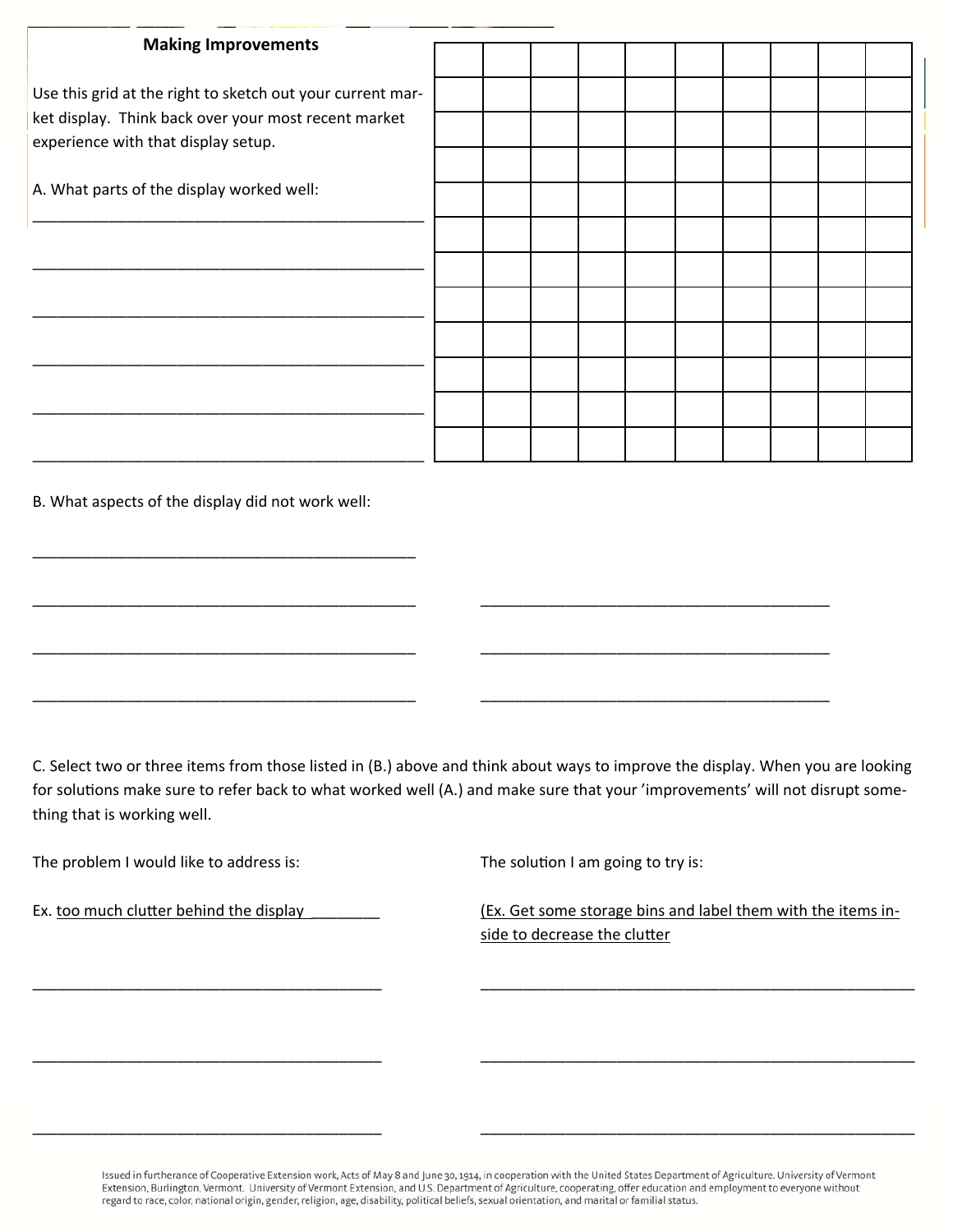## Making Improvements

Use this grid at the right to sketch out your current market display. Think back over your most recent market experience with that display setup.

|  |  |  |  |  |  |  |  |  |  |
|---|---|---|---|---|---|---|---|---|---|
|  |  |  |  |  |  |  |  |  |  |
|  |  |  |  |  |  |  |  |  |  |
|  |  |  |  |  |  |  |  |  |  |
|  |  |  |  |  |  |  |  |  |  |
|  |  |  |  |  |  |  |  |  |  |
|  |  |  |  |  |  |  |  |  |  |
|  |  |  |  |  |  |  |  |  |  |
|  |  |  |  |  |  |  |  |  |  |
|  |  |  |  |  |  |  |  |  |  |
|  |  |  |  |  |  |  |  |  |  |
|  |  |  |  |  |  |  |  |  |  |

A. What parts of the display worked well:

_______________________________________________

_______________________________________________

_______________________________________________

_______________________________________________

_______________________________________________

_______________________________________________

B. What aspects of the display did not work well:

_______________________________________________

_______________________________________________ _______________________________________________

_______________________________________________ _______________________________________________

_______________________________________________ _______________________________________________

C. Select two or three items from those listed in (B.) above and think about ways to improve the display. When you are looking for solutions make sure to refer back to what worked well (A.) and make sure that your 'improvements' will not disrupt something that is working well.

The problem I would like to address is:

Ex. too much clutter behind the display ________

The solution I am going to try is:

(Ex. Get some storage bins and label them with the items inside to decrease the clutter

_______________________________________________ _______________________________________________

_______________________________________________ _______________________________________________

_______________________________________________ _______________________________________________

Issued in furtherance of Cooperative Extension work, Acts of May 8 and June 30, 1914, in cooperation with the United States Department of Agriculture. University of Vermont Extension, Burlington, Vermont. University of Vermont Extension, and U.S. Department of Agriculture, cooperating, offer education and employment to everyone without regard to race, color, national origin, gender, religion, age, disability, political beliefs, sexual orientation, and marital or familial status.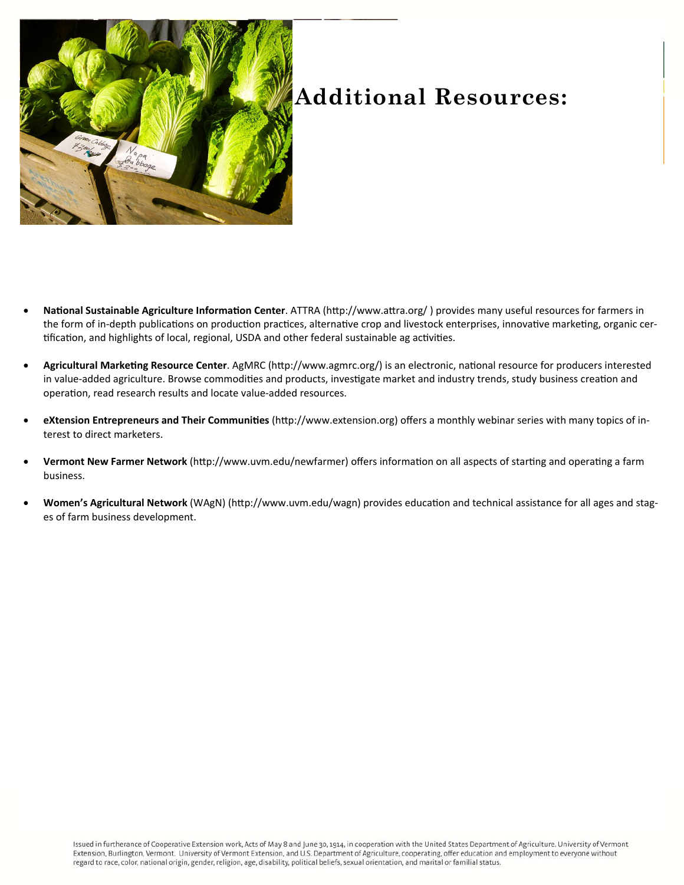# Additional Resources:

- **National Sustainable Agriculture Information Center**. ATTRA (http://www.attra.org/ ) provides many useful resources for farmers in the form of in-depth publications on production practices, alternative crop and livestock enterprises, innovative marketing, organic certification, and highlights of local, regional, USDA and other federal sustainable ag activities.

- **Agricultural Marketing Resource Center**. AgMRC (http://www.agmrc.org/) is an electronic, national resource for producers interested in value-added agriculture. Browse commodities and products, investigate market and industry trends, study business creation and operation, read research results and locate value-added resources.

- **eXtension Entrepreneurs and Their Communities** (http://www.extension.org) offers a monthly webinar series with many topics of interest to direct marketers.

- **Vermont New Farmer Network** (http://www.uvm.edu/newfarmer) offers information on all aspects of starting and operating a farm business.

- **Women's Agricultural Network** (WAgN) (http://www.uvm.edu/wagn) provides education and technical assistance for all ages and stages of farm business development.

Issued in furtherance of Cooperative Extension work, Acts of May 8 and June 30, 1914, in cooperation with the United States Department of Agriculture. University of Vermont Extension, Burlington, Vermont. University of Vermont Extension, and U.S. Department of Agriculture, cooperating, offer education and employment to everyone without regard to race, color, national origin, gender, religion, age, disability, political beliefs, sexual orientation, and marital or familial status.